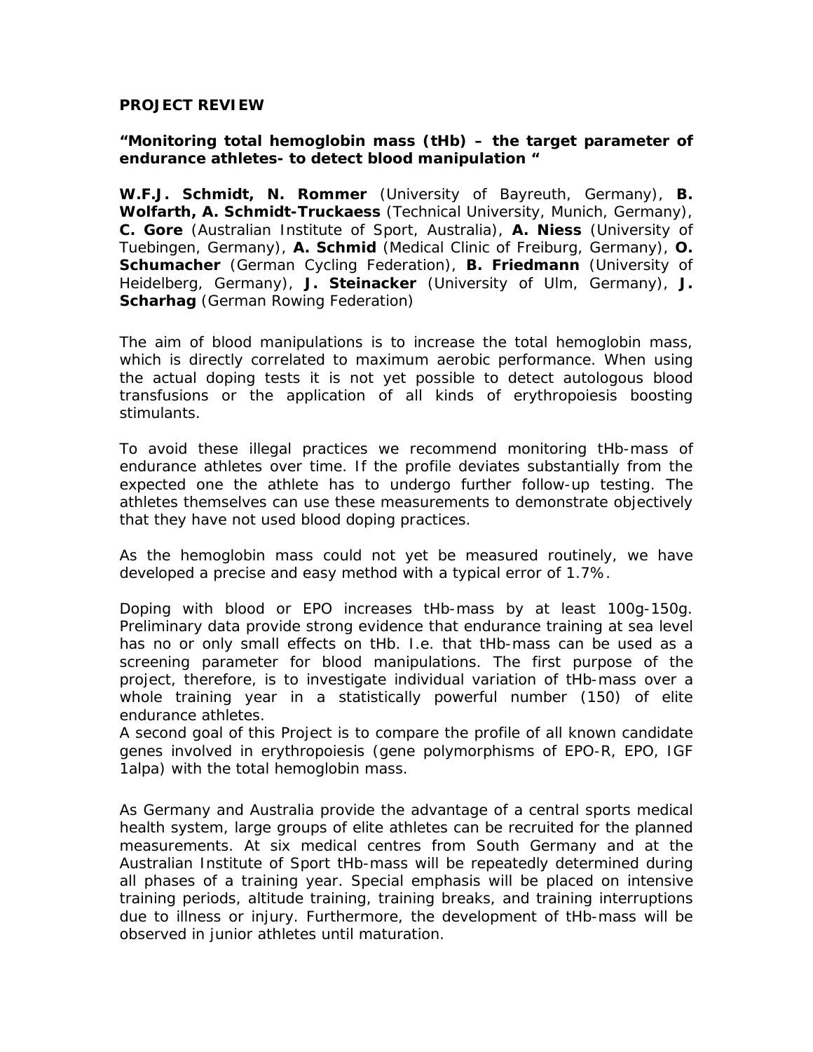**PROJECT REVIEW**

**"Monitoring total hemoglobin mass (tHb) – the target parameter of endurance athletes- to detect blood manipulation "**

**W.F.J. Schmidt, N. Rommer** (University of Bayreuth, Germany), **B. Wolfarth, A. Schmidt-Truckaess** (Technical University, Munich, Germany), **C. Gore** (Australian Institute of Sport, Australia), **A. Niess** (University of Tuebingen, Germany), **A. Schmid** (Medical Clinic of Freiburg, Germany), **O. Schumacher** (German Cycling Federation), **B. Friedmann** (University of Heidelberg, Germany), **J. Steinacker** (University of Ulm, Germany), **J. Scharhag** (German Rowing Federation)

The aim of blood manipulations is to increase the total hemoglobin mass, which is directly correlated to maximum aerobic performance. When using the actual doping tests it is not yet possible to detect autologous blood transfusions or the application of all kinds of erythropoiesis boosting stimulants.

To avoid these illegal practices we recommend monitoring tHb-mass of endurance athletes over time. If the profile deviates substantially from the expected one the athlete has to undergo further follow-up testing. The athletes themselves can use these measurements to demonstrate objectively that they have not used blood doping practices.

As the hemoglobin mass could not yet be measured routinely, we have developed a precise and easy method with a typical error of 1.7%.

Doping with blood or EPO increases tHb-mass by at least 100g-150g. Preliminary data provide strong evidence that endurance training at sea level has no or only small effects on tHb. I.e. that tHb-mass can be used as a screening parameter for blood manipulations. The first purpose of the project, therefore, is to investigate individual variation of tHb-mass over a whole training year in a statistically powerful number (150) of elite endurance athletes.
A second goal of this Project is to compare the profile of all known candidate genes involved in erythropoiesis (gene polymorphisms of EPO-R, EPO, IGF 1alpa) with the total hemoglobin mass.

As Germany and Australia provide the advantage of a central sports medical health system, large groups of elite athletes can be recruited for the planned measurements. At six medical centres from South Germany and at the Australian Institute of Sport tHb-mass will be repeatedly determined during all phases of a training year. Special emphasis will be placed on intensive training periods, altitude training, training breaks, and training interruptions due to illness or injury. Furthermore, the development of tHb-mass will be observed in junior athletes until maturation.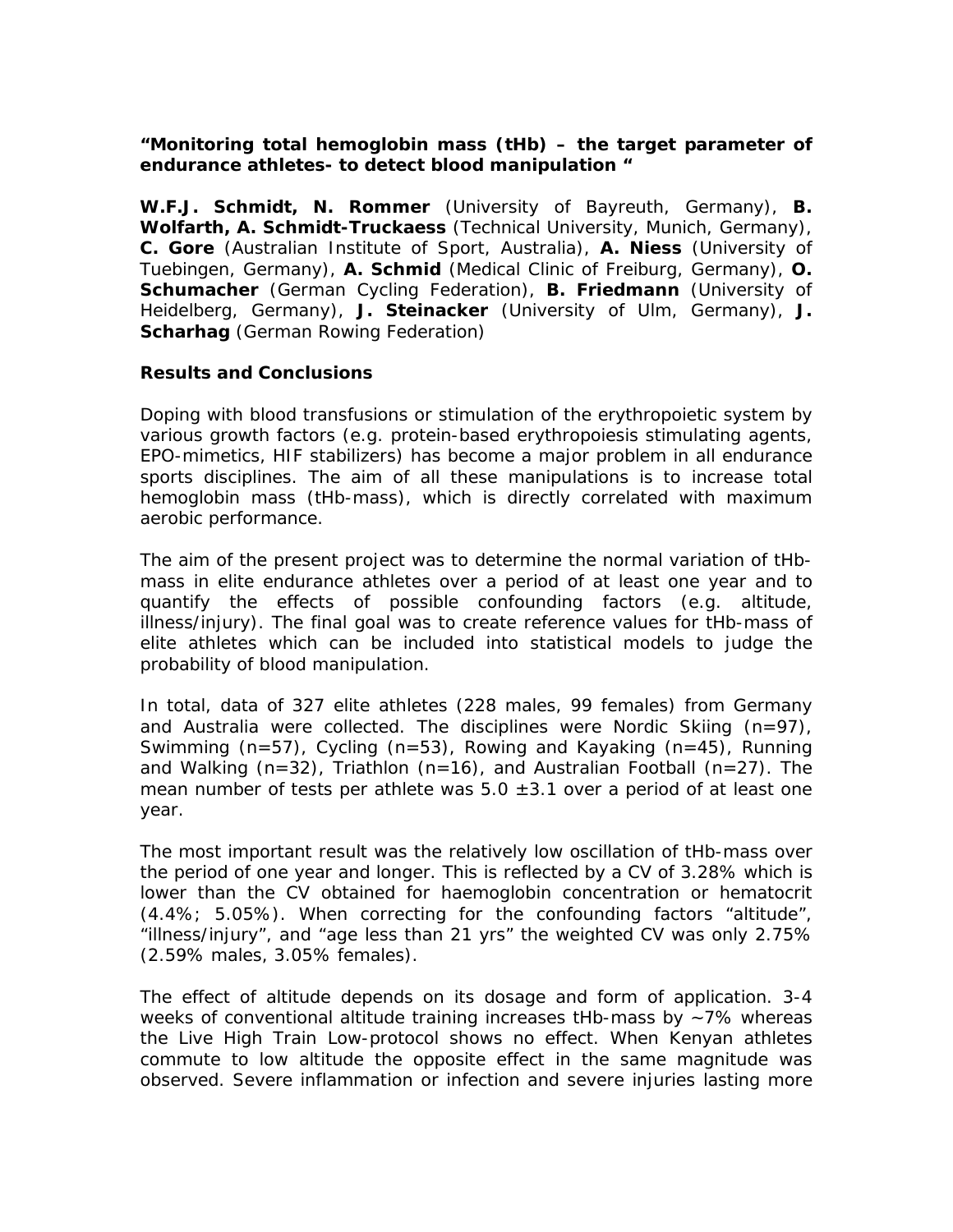**"Monitoring total hemoglobin mass (tHb) – the target parameter of endurance athletes- to detect blood manipulation "**

**W.F.J. Schmidt, N. Rommer** (University of Bayreuth, Germany), **B. Wolfarth, A. Schmidt-Truckaess** (Technical University, Munich, Germany), **C. Gore** (Australian Institute of Sport, Australia), **A. Niess** (University of Tuebingen, Germany), **A. Schmid** (Medical Clinic of Freiburg, Germany), **O. Schumacher** (German Cycling Federation), **B. Friedmann** (University of Heidelberg, Germany), **J. Steinacker** (University of Ulm, Germany), **J. Scharhag** (German Rowing Federation)

**Results and Conclusions**

Doping with blood transfusions or stimulation of the erythropoietic system by various growth factors (e.g. protein-based erythropoiesis stimulating agents, EPO-mimetics, HIF stabilizers) has become a major problem in all endurance sports disciplines. The aim of all these manipulations is to increase total hemoglobin mass (tHb-mass), which is directly correlated with maximum aerobic performance.

The aim of the present project was to determine the normal variation of tHb-mass in elite endurance athletes over a period of at least one year and to quantify the effects of possible confounding factors (e.g. altitude, illness/injury). The final goal was to create reference values for tHb-mass of elite athletes which can be included into statistical models to judge the probability of blood manipulation.

In total, data of 327 elite athletes (228 males, 99 females) from Germany and Australia were collected. The disciplines were Nordic Skiing (n=97), Swimming (n=57), Cycling (n=53), Rowing and Kayaking (n=45), Running and Walking (n=32), Triathlon (n=16), and Australian Football (n=27). The mean number of tests per athlete was 5.0 ±3.1 over a period of at least one year.

The most important result was the relatively low oscillation of tHb-mass over the period of one year and longer. This is reflected by a CV of 3.28% which is lower than the CV obtained for haemoglobin concentration or hematocrit (4.4%; 5.05%). When correcting for the confounding factors "altitude", "illness/injury", and "age less than 21 yrs" the weighted CV was only 2.75% (2.59% males, 3.05% females).

The effect of altitude depends on its dosage and form of application. 3-4 weeks of conventional altitude training increases tHb-mass by ~7% whereas the Live High Train Low-protocol shows no effect. When Kenyan athletes commute to low altitude the opposite effect in the same magnitude was observed. Severe inflammation or infection and severe injuries lasting more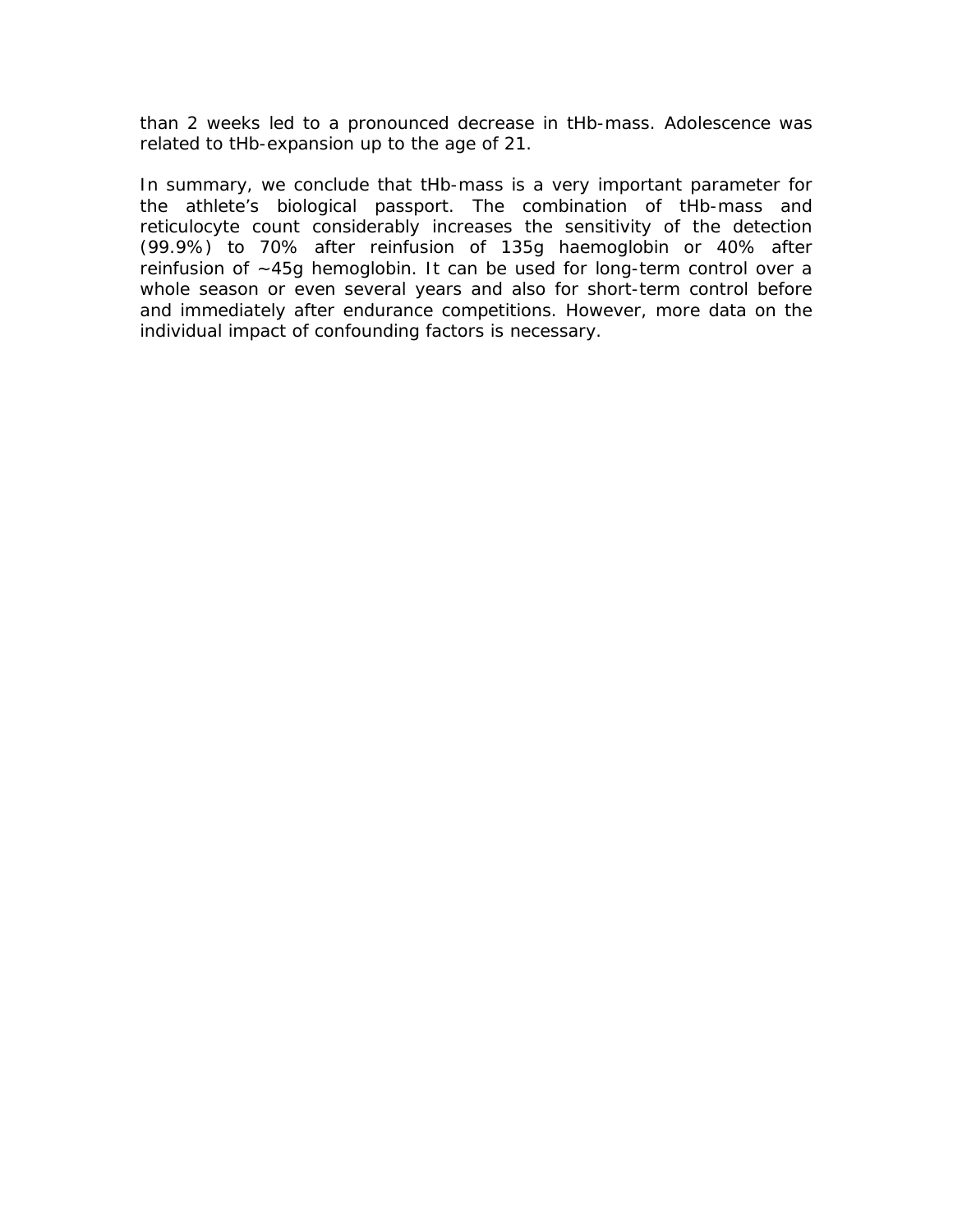than 2 weeks led to a pronounced decrease in tHb-mass. Adolescence was related to tHb-expansion up to the age of 21.

In summary, we conclude that tHb-mass is a very important parameter for the athlete's biological passport. The combination of tHb-mass and reticulocyte count considerably increases the sensitivity of the detection (99.9%) to 70% after reinfusion of 135g haemoglobin or 40% after reinfusion of ~45g hemoglobin. It can be used for long-term control over a whole season or even several years and also for short-term control before and immediately after endurance competitions. However, more data on the individual impact of confounding factors is necessary.